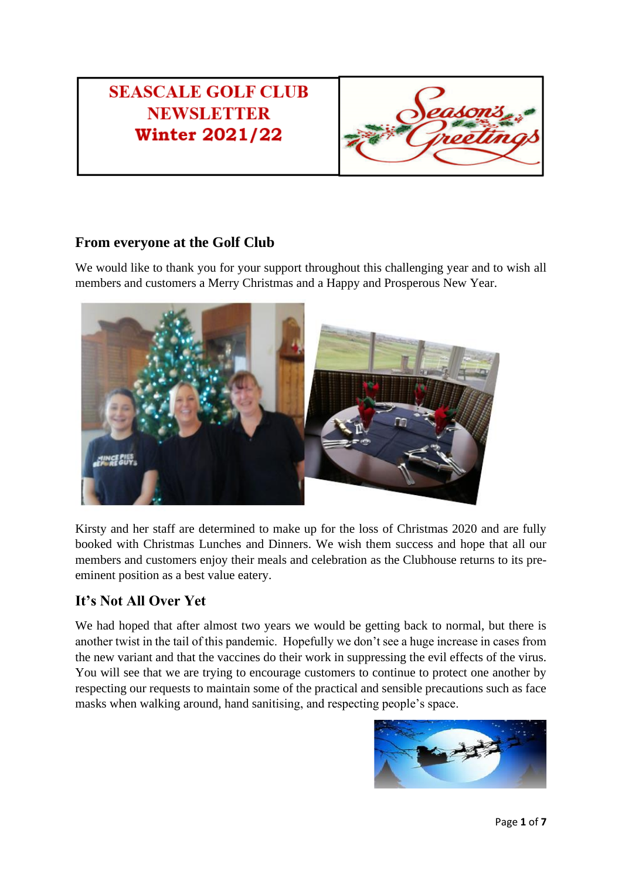# SEASCALE GOLF CLUB NEWSLETTER Winter 2021/22

## From everyone at the Golf Club

We would like to thank you for your support throughout this challenging year and to wish all members and customers a Merry Christmas and a Happy and Prosperous New Year.

Kirsty and her staff are determined to make up for the loss of Christmas 2020 and are fully booked with Christmas Lunches and Dinners. We wish them success and hope that all our members and customers enjoy their meals and celebration as the Clubhouse returns to its pre-eminent position as a best value eatery.

## It's Not All Over Yet

We had hoped that after almost two years we would be getting back to normal, but there is another twist in the tail of this pandemic. Hopefully we don't see a huge increase in cases from the new variant and that the vaccines do their work in suppressing the evil effects of the virus. You will see that we are trying to encourage customers to continue to protect one another by respecting our requests to maintain some of the practical and sensible precautions such as face masks when walking around, hand sanitising, and respecting people's space.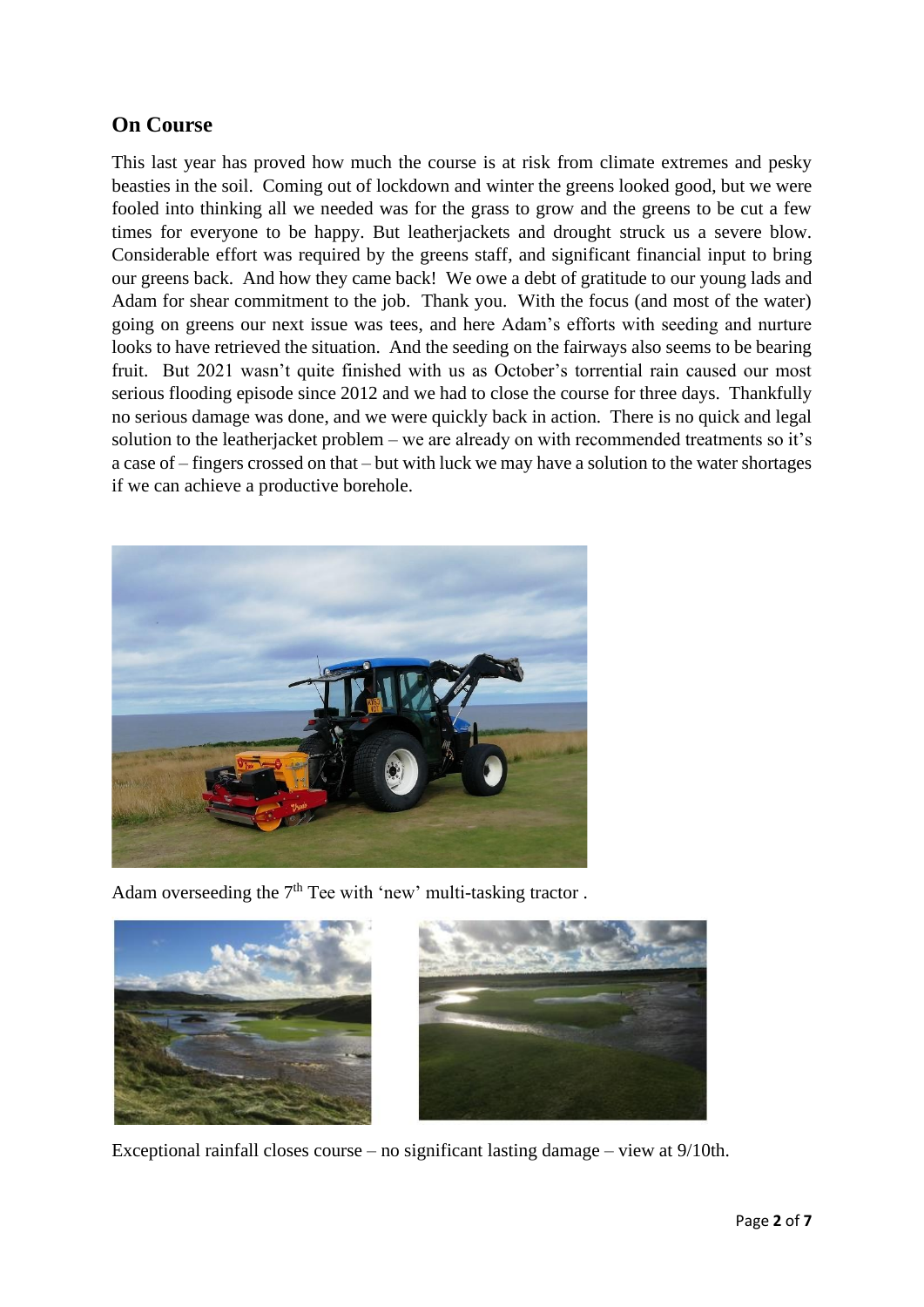## On Course

This last year has proved how much the course is at risk from climate extremes and pesky beasties in the soil. Coming out of lockdown and winter the greens looked good, but we were fooled into thinking all we needed was for the grass to grow and the greens to be cut a few times for everyone to be happy. But leatherjackets and drought struck us a severe blow. Considerable effort was required by the greens staff, and significant financial input to bring our greens back. And how they came back! We owe a debt of gratitude to our young lads and Adam for shear commitment to the job. Thank you. With the focus (and most of the water) going on greens our next issue was tees, and here Adam's efforts with seeding and nurture looks to have retrieved the situation. And the seeding on the fairways also seems to be bearing fruit. But 2021 wasn't quite finished with us as October's torrential rain caused our most serious flooding episode since 2012 and we had to close the course for three days. Thankfully no serious damage was done, and we were quickly back in action. There is no quick and legal solution to the leatherjacket problem – we are already on with recommended treatments so it's a case of – fingers crossed on that – but with luck we may have a solution to the water shortages if we can achieve a productive borehole.

Adam overseeding the 7th Tee with 'new' multi-tasking tractor .

Exceptional rainfall closes course – no significant lasting damage – view at 9/10th.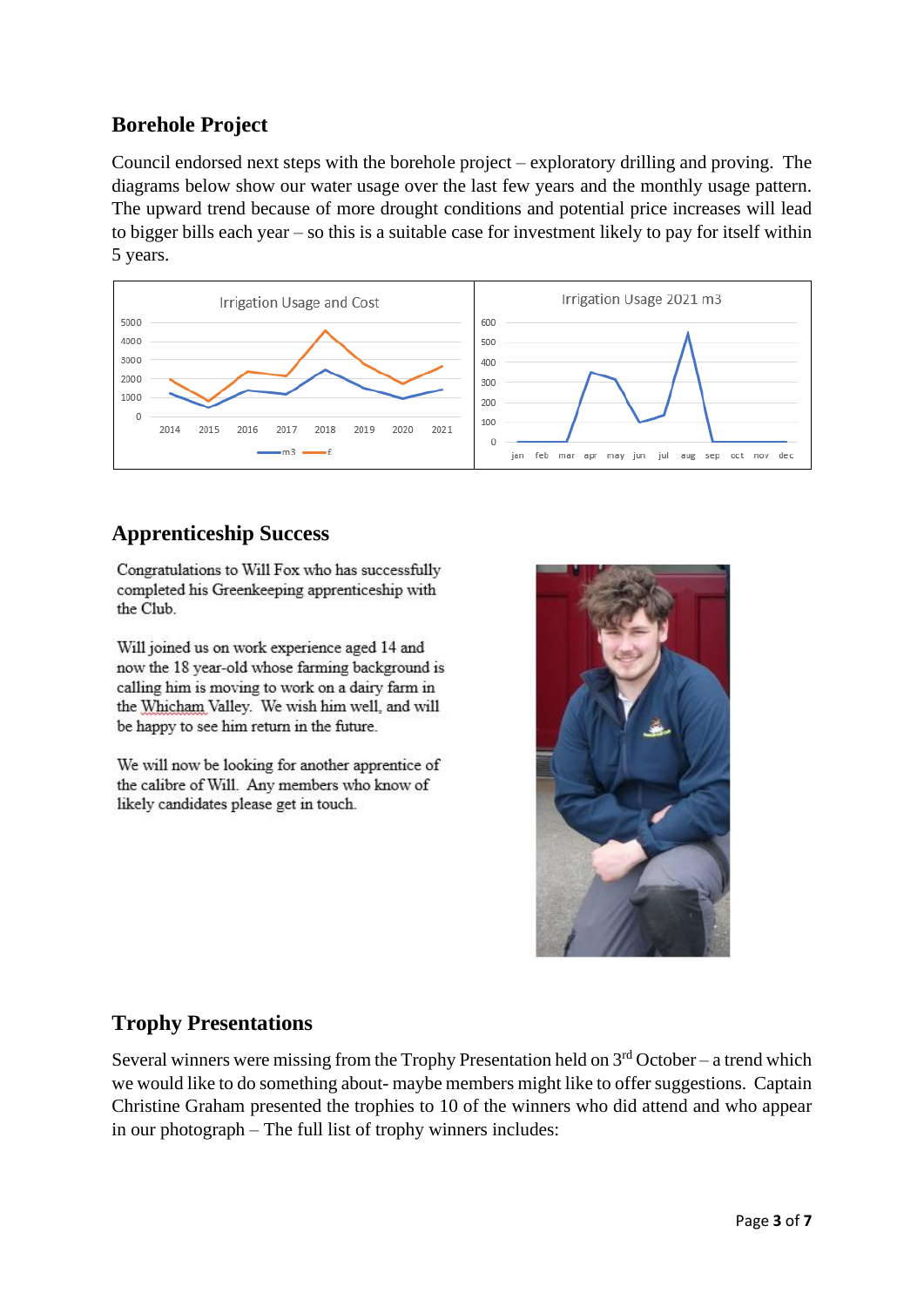## Borehole Project

Council endorsed next steps with the borehole project – exploratory drilling and proving. The diagrams below show our water usage over the last few years and the monthly usage pattern. The upward trend because of more drought conditions and potential price increases will lead to bigger bills each year – so this is a suitable case for investment likely to pay for itself within 5 years.

Irrigation Usage and Cost

5000
4000
3000
2000
1000
0

2014 2015 2016 2017 2018 2019 2020 2021

m3 £

Irrigation Usage 2021 m3

600
500
400
300
200
100
0

jan feb mar apr may jun jul aug sep oct nov dec

## Apprenticeship Success

Congratulations to Will Fox who has successfully completed his Greenkeeping apprenticeship with the Club.

Will joined us on work experience aged 14 and now the 18 year-old whose farming background is calling him is moving to work on a dairy farm in the Whicham Valley. We wish him well, and will be happy to see him return in the future.

We will now be looking for another apprentice of the calibre of Will. Any members who know of likely candidates please get in touch.

## Trophy Presentations

Several winners were missing from the Trophy Presentation held on 3rd October – a trend which we would like to do something about- maybe members might like to offer suggestions. Captain Christine Graham presented the trophies to 10 of the winners who did attend and who appear in our photograph – The full list of trophy winners includes: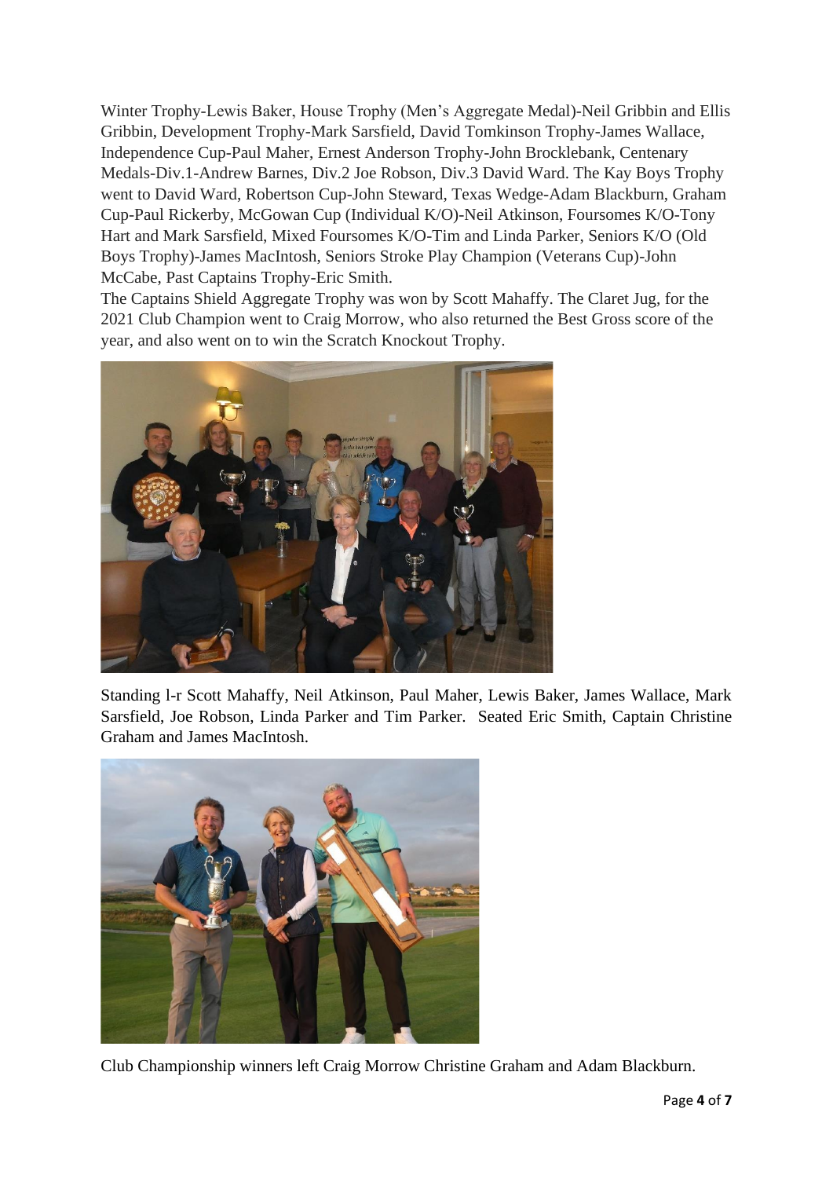Winter Trophy-Lewis Baker, House Trophy (Men's Aggregate Medal)-Neil Gribbin and Ellis Gribbin, Development Trophy-Mark Sarsfield, David Tomkinson Trophy-James Wallace, Independence Cup-Paul Maher, Ernest Anderson Trophy-John Brocklebank, Centenary Medals-Div.1-Andrew Barnes, Div.2 Joe Robson, Div.3 David Ward. The Kay Boys Trophy went to David Ward, Robertson Cup-John Steward, Texas Wedge-Adam Blackburn, Graham Cup-Paul Rickerby, McGowan Cup (Individual K/O)-Neil Atkinson, Foursomes K/O-Tony Hart and Mark Sarsfield, Mixed Foursomes K/O-Tim and Linda Parker, Seniors K/O (Old Boys Trophy)-James MacIntosh, Seniors Stroke Play Champion (Veterans Cup)-John McCabe, Past Captains Trophy-Eric Smith.

The Captains Shield Aggregate Trophy was won by Scott Mahaffy. The Claret Jug, for the 2021 Club Champion went to Craig Morrow, who also returned the Best Gross score of the year, and also went on to win the Scratch Knockout Trophy.

Standing l-r Scott Mahaffy, Neil Atkinson, Paul Maher, Lewis Baker, James Wallace, Mark Sarsfield, Joe Robson, Linda Parker and Tim Parker. Seated Eric Smith, Captain Christine Graham and James MacIntosh.

Club Championship winners left Craig Morrow Christine Graham and Adam Blackburn.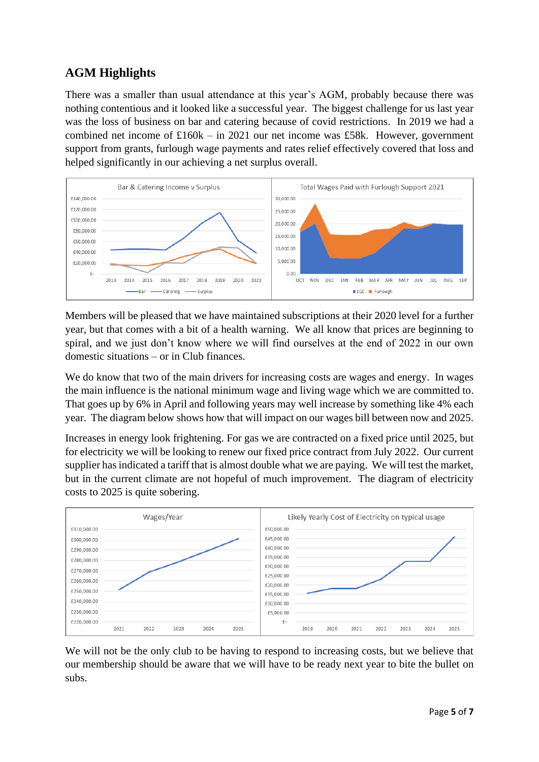## AGM Highlights

There was a smaller than usual attendance at this year's AGM, probably because there was nothing contentious and it looked like a successful year. The biggest challenge for us last year was the loss of business on bar and catering because of covid restrictions. In 2019 we had a combined net income of £160k – in 2021 our net income was £58k. However, government support from grants, furlough wage payments and rates relief effectively covered that loss and helped significantly in our achieving a net surplus overall.

Bar & Catering Income v Surplus

£140,000.00
£120,000.00
£100,000.00
£80,000.00
£60,000.00
£40,000.00
£20,000.00
£-

2013 2014 2015 2016 2017 2018 2019 2020 2021

Bar Catering Surplus

Total Wages Paid with Furlough Support 2021

30,000.00
25,000.00
20,000.00
15,000.00
10,000.00
5,000.00
0.00

OCT NOV DEC JAN FEB MAR APR MAY JUN JUL AUG SEP

SGC Furlough

Members will be pleased that we have maintained subscriptions at their 2020 level for a further year, but that comes with a bit of a health warning. We all know that prices are beginning to spiral, and we just don't know where we will find ourselves at the end of 2022 in our own domestic situations – or in Club finances.

We do know that two of the main drivers for increasing costs are wages and energy. In wages the main influence is the national minimum wage and living wage which we are committed to. That goes up by 6% in April and following years may well increase by something like 4% each year. The diagram below shows how that will impact on our wages bill between now and 2025.

Increases in energy look frightening. For gas we are contracted on a fixed price until 2025, but for electricity we will be looking to renew our fixed price contract from July 2022. Our current supplier has indicated a tariff that is almost double what we are paying. We will test the market, but in the current climate are not hopeful of much improvement. The diagram of electricity costs to 2025 is quite sobering.

Wages/Year

£310,000.00
£300,000.00
£290,000.00
£280,000.00
£270,000.00
£260,000.00
£250,000.00
£240,000.00
£230,000.00
£220,000.00

2021 2022 2023 2024 2025

Likely Yearly Cost of Electricity on typical usage

£50,000.00
£45,000.00
£40,000.00
£35,000.00
£30,000.00
£25,000.00
£20,000.00
£15,000.00
£10,000.00
£5,000.00
£-

2019 2020 2021 2022 2023 2024 2025

We will not be the only club to be having to respond to increasing costs, but we believe that our membership should be aware that we will have to be ready next year to bite the bullet on subs.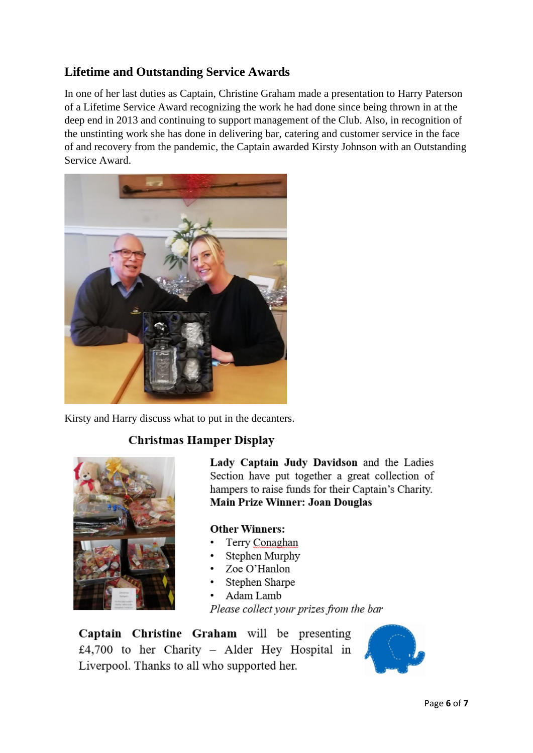## Lifetime and Outstanding Service Awards

In one of her last duties as Captain, Christine Graham made a presentation to Harry Paterson of a Lifetime Service Award recognizing the work he had done since being thrown in at the deep end in 2013 and continuing to support management of the Club. Also, in recognition of the unstinting work she has done in delivering bar, catering and customer service in the face of and recovery from the pandemic, the Captain awarded Kirsty Johnson with an Outstanding Service Award.

Kirsty and Harry discuss what to put in the decanters.

## Christmas Hamper Display

**Lady Captain Judy Davidson** and the Ladies Section have put together a great collection of hampers to raise funds for their Captain's Charity.
**Main Prize Winner: Joan Douglas**

**Other Winners:**

- Terry Conaghan
- Stephen Murphy
- Zoe O'Hanlon
- Stephen Sharpe
- Adam Lamb

*Please collect your prizes from the bar*

**Captain Christine Graham** will be presenting £4,700 to her Charity – Alder Hey Hospital in Liverpool. Thanks to all who supported her.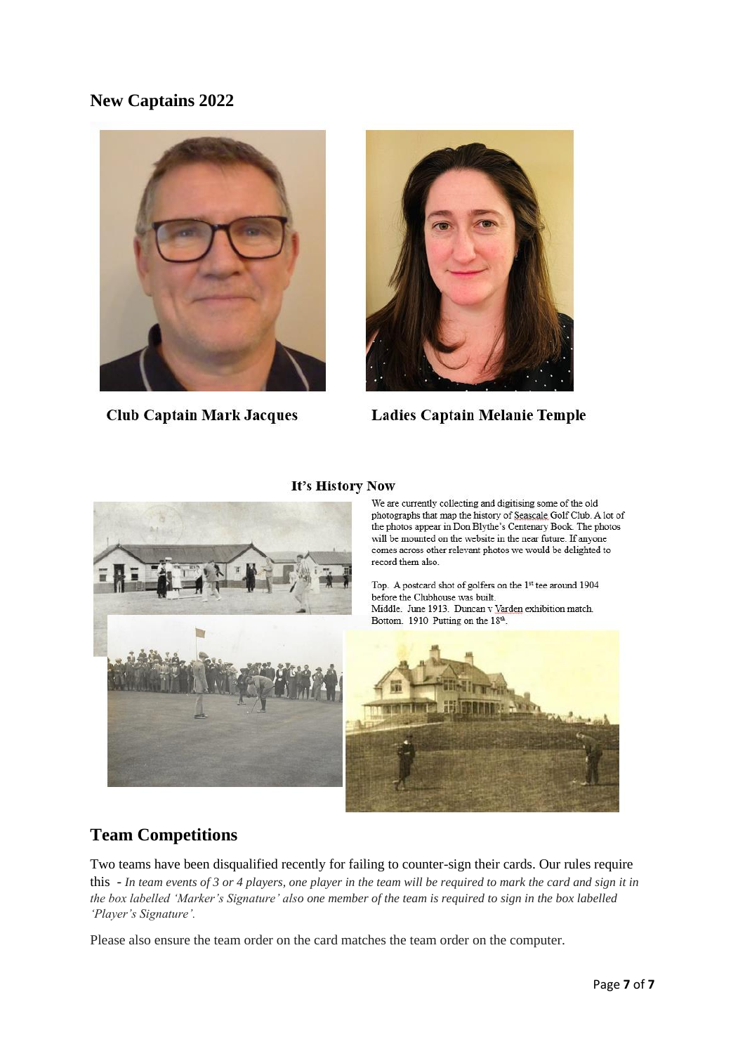## New Captains 2022

**Club Captain Mark Jacques**

**Ladies Captain Melanie Temple**

**It's History Now**

We are currently collecting and digitising some of the old photographs that map the history of Seascale Golf Club. A lot of the photos appear in Don Blythe's Centenary Book. The photos will be mounted on the website in the near future. If anyone comes across other relevant photos we would be delighted to record them also.

Top. A postcard shot of golfers on the 1st tee around 1904 before the Clubhouse was built.
Middle. June 1913. Duncan v Varden exhibition match.
Bottom. 1910 Putting on the 18th.

## Team Competitions

Two teams have been disqualified recently for failing to counter-sign their cards. Our rules require this - *In team events of 3 or 4 players, one player in the team will be required to mark the card and sign it in the box labelled 'Marker's Signature' also one member of the team is required to sign in the box labelled 'Player's Signature'.*

Please also ensure the team order on the card matches the team order on the computer.